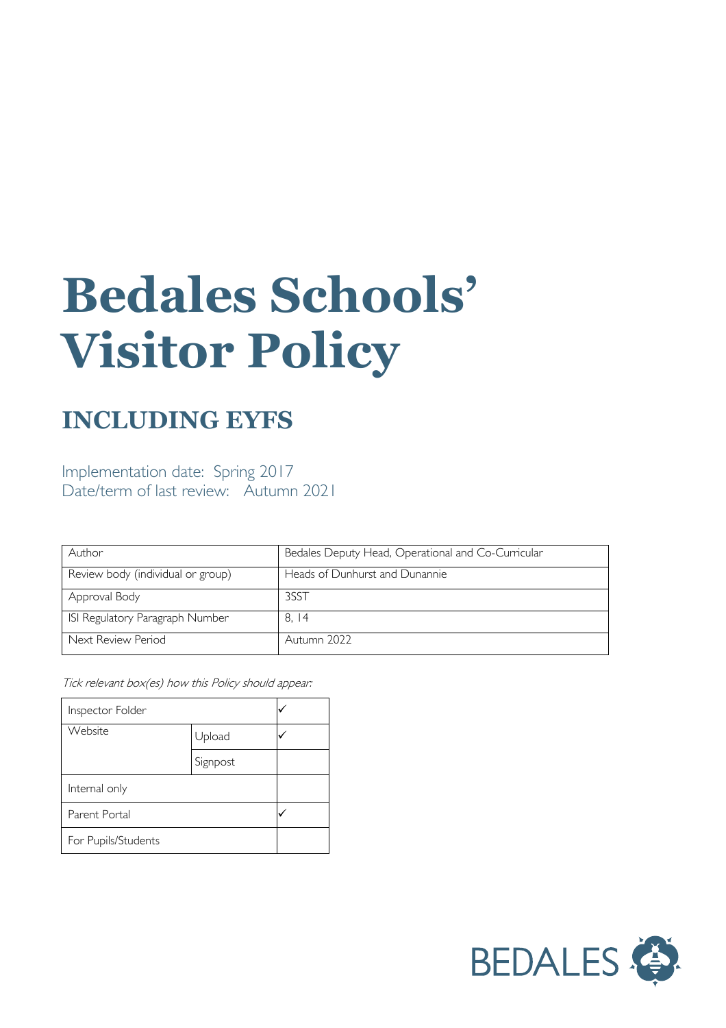# Bedales Schools' Visitor Policy

## INCLUDING EYFS

Implementation date: Spring 2017
Date/term of last review: Autumn 2021

| Author | Bedales Deputy Head, Operational and Co-Curricular |
|---|---|
| Review body (individual or group) | Heads of Dunhurst and Dunannie |
| Approval Body | 3SST |
| ISI Regulatory Paragraph Number | 8, 14 |
| Next Review Period | Autumn 2022 |

*Tick relevant box(es) how this Policy should appear:*

| Inspector Folder | | ✓ |
|---|---|---|
| Website | Upload | ✓ |
| | Signpost | |
| Internal only | | |
| Parent Portal | | ✓ |
| For Pupils/Students | | |

BEDALES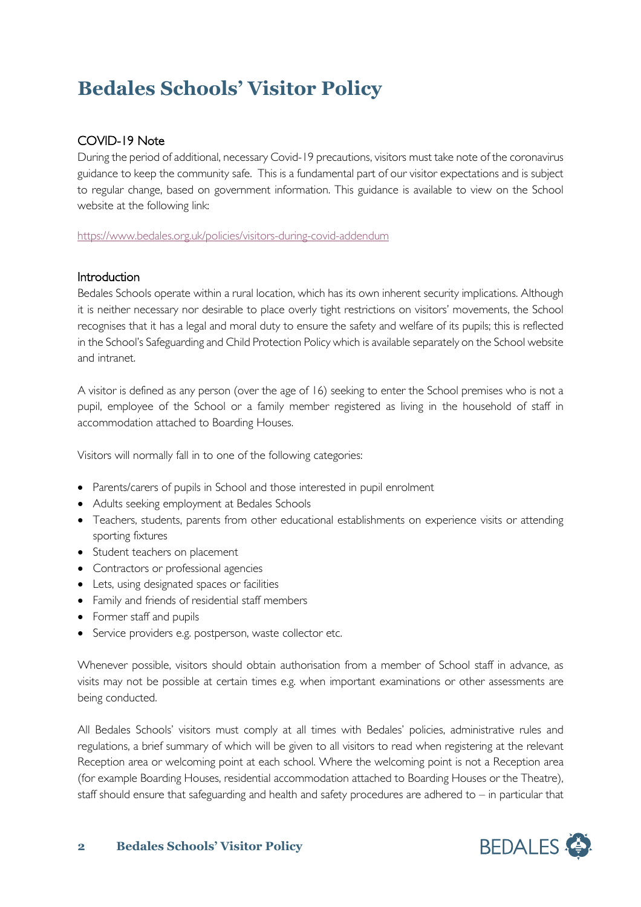# Bedales Schools' Visitor Policy

## COVID-19 Note

During the period of additional, necessary Covid-19 precautions, visitors must take note of the coronavirus guidance to keep the community safe. This is a fundamental part of our visitor expectations and is subject to regular change, based on government information. This guidance is available to view on the School website at the following link:

https://www.bedales.org.uk/policies/visitors-during-covid-addendum

## Introduction

Bedales Schools operate within a rural location, which has its own inherent security implications. Although it is neither necessary nor desirable to place overly tight restrictions on visitors' movements, the School recognises that it has a legal and moral duty to ensure the safety and welfare of its pupils; this is reflected in the School's Safeguarding and Child Protection Policy which is available separately on the School website and intranet.

A visitor is defined as any person (over the age of 16) seeking to enter the School premises who is not a pupil, employee of the School or a family member registered as living in the household of staff in accommodation attached to Boarding Houses.

Visitors will normally fall in to one of the following categories:

- Parents/carers of pupils in School and those interested in pupil enrolment
- Adults seeking employment at Bedales Schools
- Teachers, students, parents from other educational establishments on experience visits or attending sporting fixtures
- Student teachers on placement
- Contractors or professional agencies
- Lets, using designated spaces or facilities
- Family and friends of residential staff members
- Former staff and pupils
- Service providers e.g. postperson, waste collector etc.

Whenever possible, visitors should obtain authorisation from a member of School staff in advance, as visits may not be possible at certain times e.g. when important examinations or other assessments are being conducted.

All Bedales Schools' visitors must comply at all times with Bedales' policies, administrative rules and regulations, a brief summary of which will be given to all visitors to read when registering at the relevant Reception area or welcoming point at each school. Where the welcoming point is not a Reception area (for example Boarding Houses, residential accommodation attached to Boarding Houses or the Theatre), staff should ensure that safeguarding and health and safety procedures are adhered to – in particular that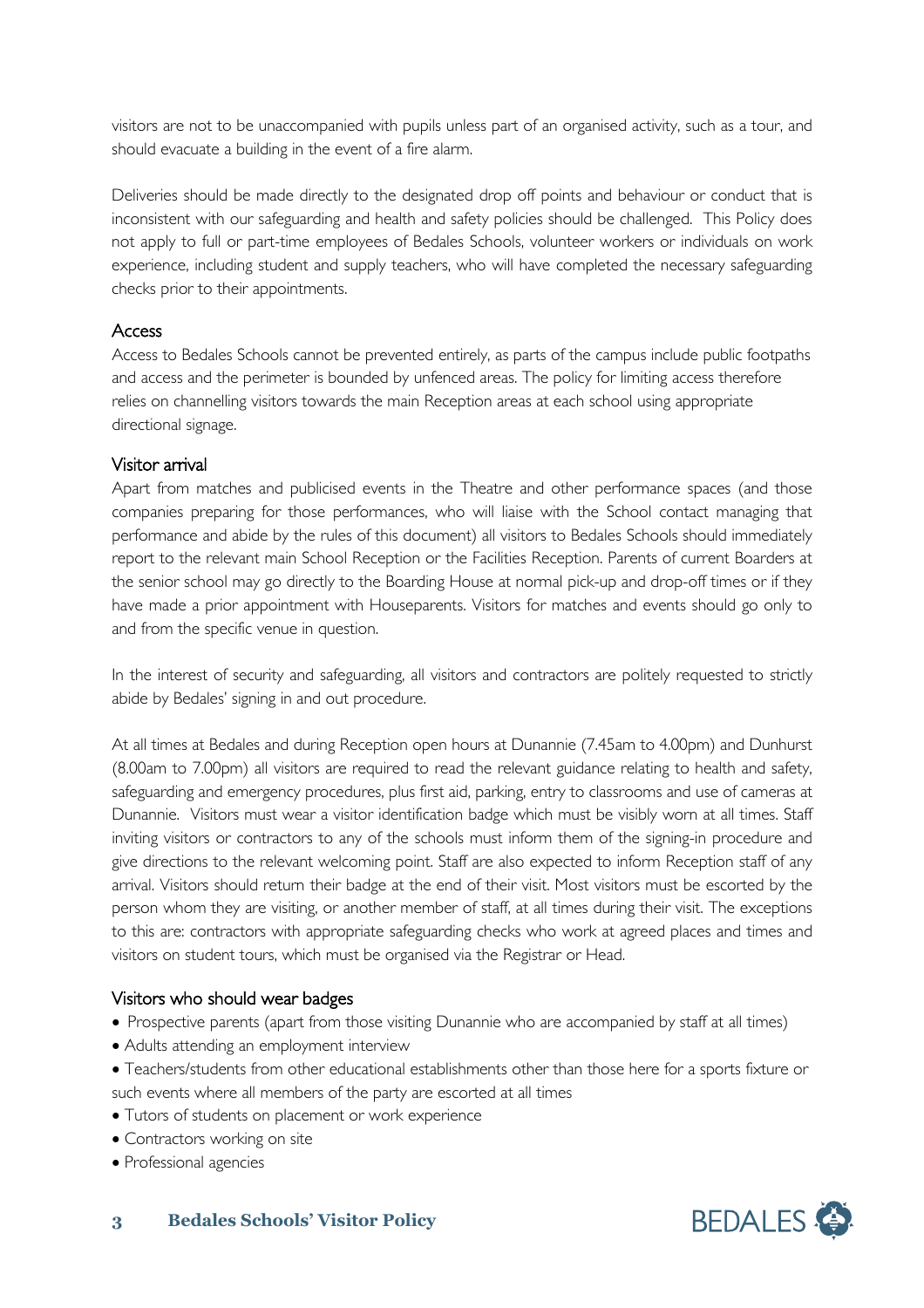visitors are not to be unaccompanied with pupils unless part of an organised activity, such as a tour, and should evacuate a building in the event of a fire alarm.

Deliveries should be made directly to the designated drop off points and behaviour or conduct that is inconsistent with our safeguarding and health and safety policies should be challenged. This Policy does not apply to full or part-time employees of Bedales Schools, volunteer workers or individuals on work experience, including student and supply teachers, who will have completed the necessary safeguarding checks prior to their appointments.

## Access

Access to Bedales Schools cannot be prevented entirely, as parts of the campus include public footpaths and access and the perimeter is bounded by unfenced areas. The policy for limiting access therefore relies on channelling visitors towards the main Reception areas at each school using appropriate directional signage.

## Visitor arrival

Apart from matches and publicised events in the Theatre and other performance spaces (and those companies preparing for those performances, who will liaise with the School contact managing that performance and abide by the rules of this document) all visitors to Bedales Schools should immediately report to the relevant main School Reception or the Facilities Reception. Parents of current Boarders at the senior school may go directly to the Boarding House at normal pick-up and drop-off times or if they have made a prior appointment with Houseparents. Visitors for matches and events should go only to and from the specific venue in question.

In the interest of security and safeguarding, all visitors and contractors are politely requested to strictly abide by Bedales' signing in and out procedure.

At all times at Bedales and during Reception open hours at Dunannie (7.45am to 4.00pm) and Dunhurst (8.00am to 7.00pm) all visitors are required to read the relevant guidance relating to health and safety, safeguarding and emergency procedures, plus first aid, parking, entry to classrooms and use of cameras at Dunannie. Visitors must wear a visitor identification badge which must be visibly worn at all times. Staff inviting visitors or contractors to any of the schools must inform them of the signing-in procedure and give directions to the relevant welcoming point. Staff are also expected to inform Reception staff of any arrival. Visitors should return their badge at the end of their visit. Most visitors must be escorted by the person whom they are visiting, or another member of staff, at all times during their visit. The exceptions to this are: contractors with appropriate safeguarding checks who work at agreed places and times and visitors on student tours, which must be organised via the Registrar or Head.

## Visitors who should wear badges

- Prospective parents (apart from those visiting Dunannie who are accompanied by staff at all times)
- Adults attending an employment interview
- Teachers/students from other educational establishments other than those here for a sports fixture or such events where all members of the party are escorted at all times
- Tutors of students on placement or work experience
- Contractors working on site
- Professional agencies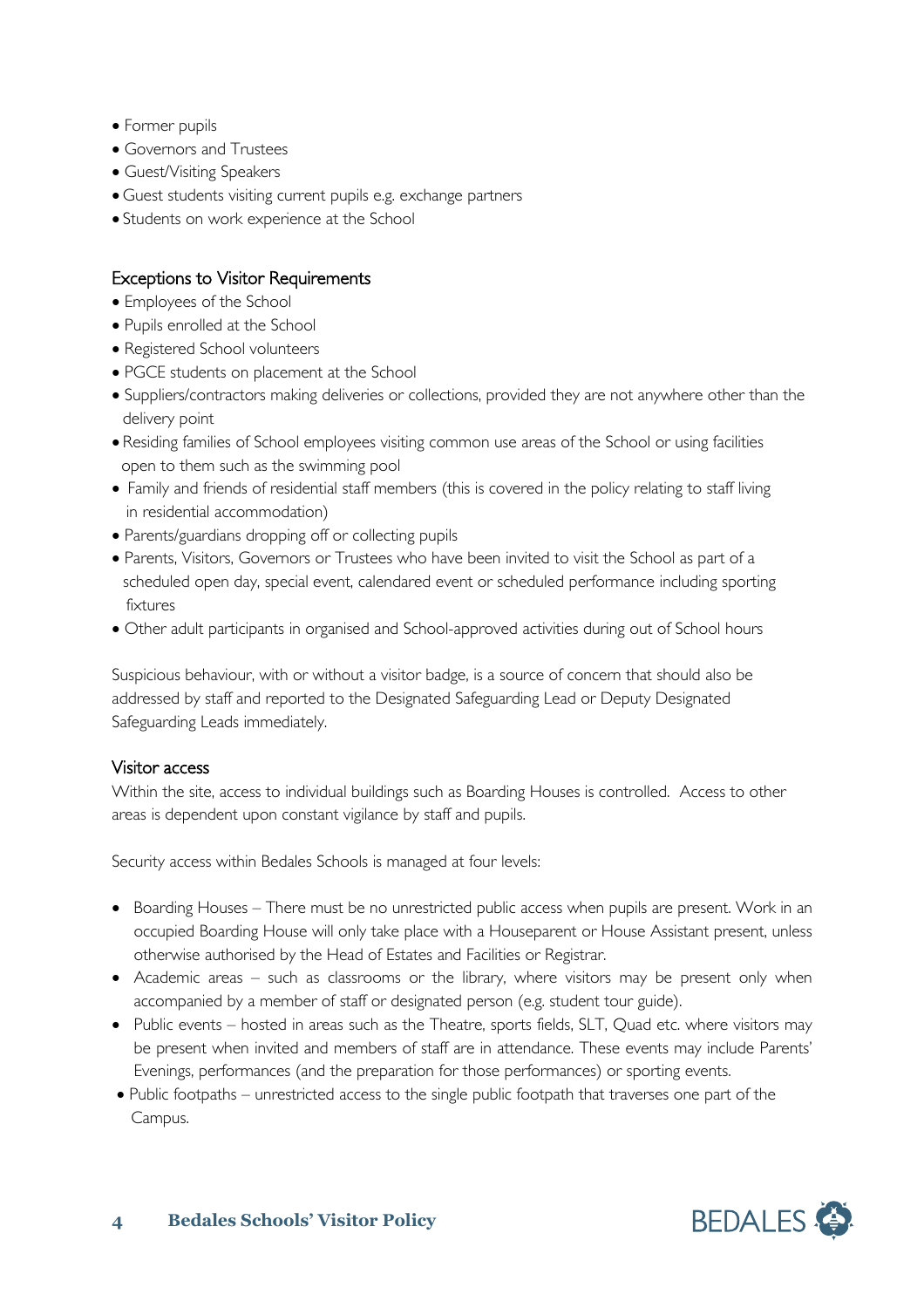- Former pupils
- Governors and Trustees
- Guest/Visiting Speakers
- Guest students visiting current pupils e.g. exchange partners
- Students on work experience at the School

## Exceptions to Visitor Requirements

- Employees of the School
- Pupils enrolled at the School
- Registered School volunteers
- PGCE students on placement at the School
- Suppliers/contractors making deliveries or collections, provided they are not anywhere other than the delivery point
- Residing families of School employees visiting common use areas of the School or using facilities open to them such as the swimming pool
- Family and friends of residential staff members (this is covered in the policy relating to staff living in residential accommodation)
- Parents/guardians dropping off or collecting pupils
- Parents, Visitors, Governors or Trustees who have been invited to visit the School as part of a scheduled open day, special event, calendared event or scheduled performance including sporting fixtures
- Other adult participants in organised and School-approved activities during out of School hours

Suspicious behaviour, with or without a visitor badge, is a source of concern that should also be addressed by staff and reported to the Designated Safeguarding Lead or Deputy Designated Safeguarding Leads immediately.

## Visitor access

Within the site, access to individual buildings such as Boarding Houses is controlled. Access to other areas is dependent upon constant vigilance by staff and pupils.

Security access within Bedales Schools is managed at four levels:

- Boarding Houses – There must be no unrestricted public access when pupils are present. Work in an occupied Boarding House will only take place with a Houseparent or House Assistant present, unless otherwise authorised by the Head of Estates and Facilities or Registrar.
- Academic areas – such as classrooms or the library, where visitors may be present only when accompanied by a member of staff or designated person (e.g. student tour guide).
- Public events – hosted in areas such as the Theatre, sports fields, SLT, Quad etc. where visitors may be present when invited and members of staff are in attendance. These events may include Parents' Evenings, performances (and the preparation for those performances) or sporting events.
- Public footpaths – unrestricted access to the single public footpath that traverses one part of the Campus.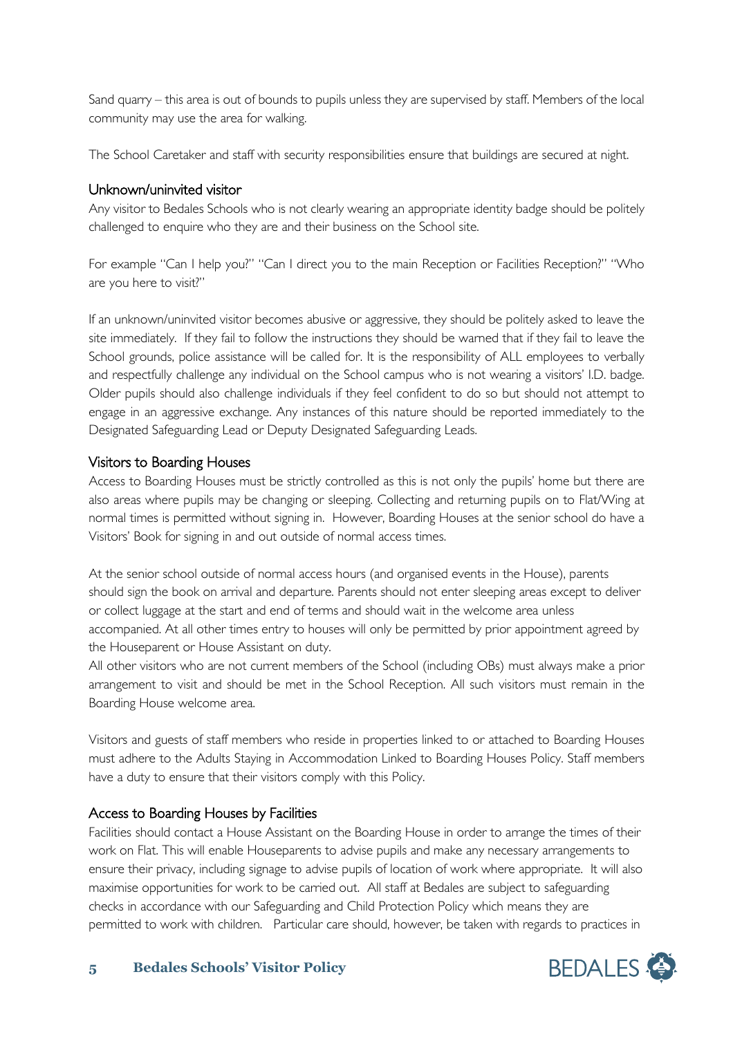Sand quarry – this area is out of bounds to pupils unless they are supervised by staff. Members of the local community may use the area for walking.

The School Caretaker and staff with security responsibilities ensure that buildings are secured at night.

## Unknown/uninvited visitor

Any visitor to Bedales Schools who is not clearly wearing an appropriate identity badge should be politely challenged to enquire who they are and their business on the School site.

For example "Can I help you?" "Can I direct you to the main Reception or Facilities Reception?" "Who are you here to visit?"

If an unknown/uninvited visitor becomes abusive or aggressive, they should be politely asked to leave the site immediately. If they fail to follow the instructions they should be warned that if they fail to leave the School grounds, police assistance will be called for. It is the responsibility of ALL employees to verbally and respectfully challenge any individual on the School campus who is not wearing a visitors' I.D. badge. Older pupils should also challenge individuals if they feel confident to do so but should not attempt to engage in an aggressive exchange. Any instances of this nature should be reported immediately to the Designated Safeguarding Lead or Deputy Designated Safeguarding Leads.

## Visitors to Boarding Houses

Access to Boarding Houses must be strictly controlled as this is not only the pupils' home but there are also areas where pupils may be changing or sleeping. Collecting and returning pupils on to Flat/Wing at normal times is permitted without signing in. However, Boarding Houses at the senior school do have a Visitors' Book for signing in and out outside of normal access times.

At the senior school outside of normal access hours (and organised events in the House), parents should sign the book on arrival and departure. Parents should not enter sleeping areas except to deliver or collect luggage at the start and end of terms and should wait in the welcome area unless accompanied. At all other times entry to houses will only be permitted by prior appointment agreed by the Houseparent or House Assistant on duty.

All other visitors who are not current members of the School (including OBs) must always make a prior arrangement to visit and should be met in the School Reception. All such visitors must remain in the Boarding House welcome area.

Visitors and guests of staff members who reside in properties linked to or attached to Boarding Houses must adhere to the Adults Staying in Accommodation Linked to Boarding Houses Policy. Staff members have a duty to ensure that their visitors comply with this Policy.

## Access to Boarding Houses by Facilities

Facilities should contact a House Assistant on the Boarding House in order to arrange the times of their work on Flat. This will enable Houseparents to advise pupils and make any necessary arrangements to ensure their privacy, including signage to advise pupils of location of work where appropriate. It will also maximise opportunities for work to be carried out. All staff at Bedales are subject to safeguarding checks in accordance with our Safeguarding and Child Protection Policy which means they are permitted to work with children. Particular care should, however, be taken with regards to practices in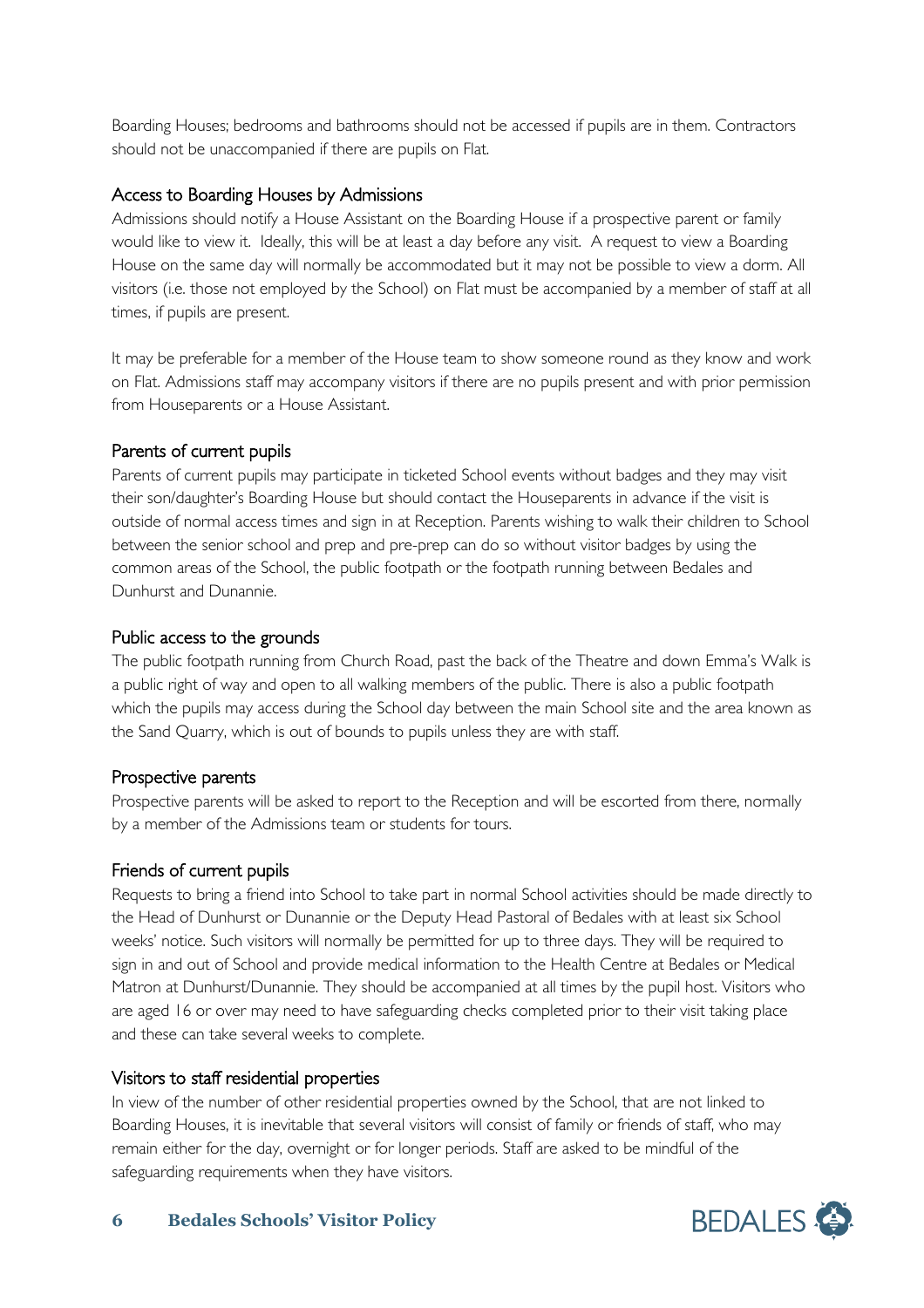Boarding Houses; bedrooms and bathrooms should not be accessed if pupils are in them. Contractors should not be unaccompanied if there are pupils on Flat.

### Access to Boarding Houses by Admissions

Admissions should notify a House Assistant on the Boarding House if a prospective parent or family would like to view it. Ideally, this will be at least a day before any visit. A request to view a Boarding House on the same day will normally be accommodated but it may not be possible to view a dorm. All visitors (i.e. those not employed by the School) on Flat must be accompanied by a member of staff at all times, if pupils are present.

It may be preferable for a member of the House team to show someone round as they know and work on Flat. Admissions staff may accompany visitors if there are no pupils present and with prior permission from Houseparents or a House Assistant.

### Parents of current pupils

Parents of current pupils may participate in ticketed School events without badges and they may visit their son/daughter's Boarding House but should contact the Houseparents in advance if the visit is outside of normal access times and sign in at Reception. Parents wishing to walk their children to School between the senior school and prep and pre-prep can do so without visitor badges by using the common areas of the School, the public footpath or the footpath running between Bedales and Dunhurst and Dunannie.

### Public access to the grounds

The public footpath running from Church Road, past the back of the Theatre and down Emma's Walk is a public right of way and open to all walking members of the public. There is also a public footpath which the pupils may access during the School day between the main School site and the area known as the Sand Quarry, which is out of bounds to pupils unless they are with staff.

### Prospective parents

Prospective parents will be asked to report to the Reception and will be escorted from there, normally by a member of the Admissions team or students for tours.

### Friends of current pupils

Requests to bring a friend into School to take part in normal School activities should be made directly to the Head of Dunhurst or Dunannie or the Deputy Head Pastoral of Bedales with at least six School weeks' notice. Such visitors will normally be permitted for up to three days. They will be required to sign in and out of School and provide medical information to the Health Centre at Bedales or Medical Matron at Dunhurst/Dunannie. They should be accompanied at all times by the pupil host. Visitors who are aged 16 or over may need to have safeguarding checks completed prior to their visit taking place and these can take several weeks to complete.

### Visitors to staff residential properties

In view of the number of other residential properties owned by the School, that are not linked to Boarding Houses, it is inevitable that several visitors will consist of family or friends of staff, who may remain either for the day, overnight or for longer periods. Staff are asked to be mindful of the safeguarding requirements when they have visitors.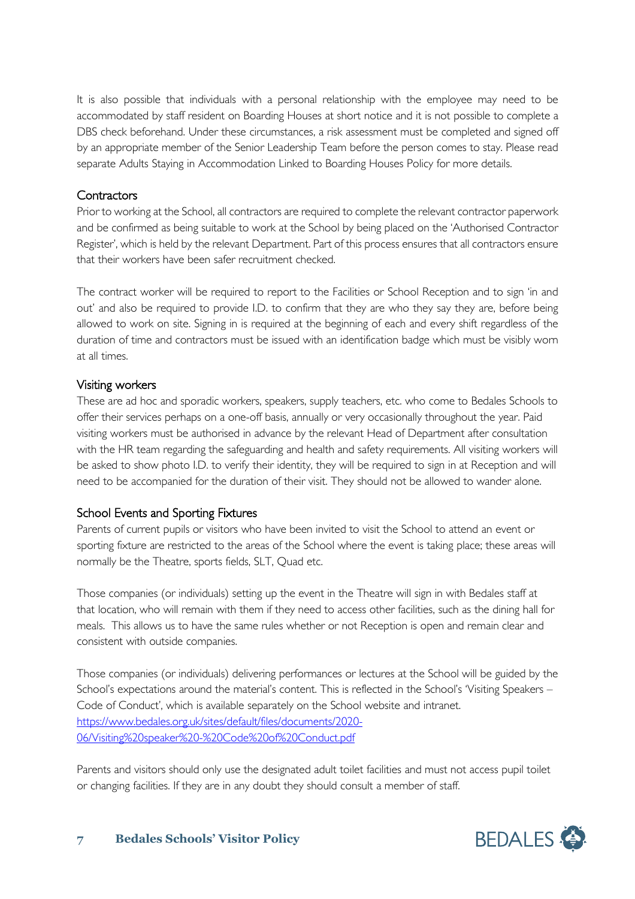It is also possible that individuals with a personal relationship with the employee may need to be accommodated by staff resident on Boarding Houses at short notice and it is not possible to complete a DBS check beforehand. Under these circumstances, a risk assessment must be completed and signed off by an appropriate member of the Senior Leadership Team before the person comes to stay. Please read separate Adults Staying in Accommodation Linked to Boarding Houses Policy for more details.

## Contractors

Prior to working at the School, all contractors are required to complete the relevant contractor paperwork and be confirmed as being suitable to work at the School by being placed on the 'Authorised Contractor Register', which is held by the relevant Department. Part of this process ensures that all contractors ensure that their workers have been safer recruitment checked.

The contract worker will be required to report to the Facilities or School Reception and to sign 'in and out' and also be required to provide I.D. to confirm that they are who they say they are, before being allowed to work on site. Signing in is required at the beginning of each and every shift regardless of the duration of time and contractors must be issued with an identification badge which must be visibly worn at all times.

## Visiting workers

These are ad hoc and sporadic workers, speakers, supply teachers, etc. who come to Bedales Schools to offer their services perhaps on a one-off basis, annually or very occasionally throughout the year. Paid visiting workers must be authorised in advance by the relevant Head of Department after consultation with the HR team regarding the safeguarding and health and safety requirements. All visiting workers will be asked to show photo I.D. to verify their identity, they will be required to sign in at Reception and will need to be accompanied for the duration of their visit. They should not be allowed to wander alone.

## School Events and Sporting Fixtures

Parents of current pupils or visitors who have been invited to visit the School to attend an event or sporting fixture are restricted to the areas of the School where the event is taking place; these areas will normally be the Theatre, sports fields, SLT, Quad etc.

Those companies (or individuals) setting up the event in the Theatre will sign in with Bedales staff at that location, who will remain with them if they need to access other facilities, such as the dining hall for meals. This allows us to have the same rules whether or not Reception is open and remain clear and consistent with outside companies.

Those companies (or individuals) delivering performances or lectures at the School will be guided by the School's expectations around the material's content. This is reflected in the School's 'Visiting Speakers – Code of Conduct', which is available separately on the School website and intranet. [https://www.bedales.org.uk/sites/default/files/documents/2020-06/Visiting%20speaker%20-%20Code%20of%20Conduct.pdf](https://www.bedales.org.uk/sites/default/files/documents/2020-06/Visiting%20speaker%20-%20Code%20of%20Conduct.pdf)

Parents and visitors should only use the designated adult toilet facilities and must not access pupil toilet or changing facilities. If they are in any doubt they should consult a member of staff.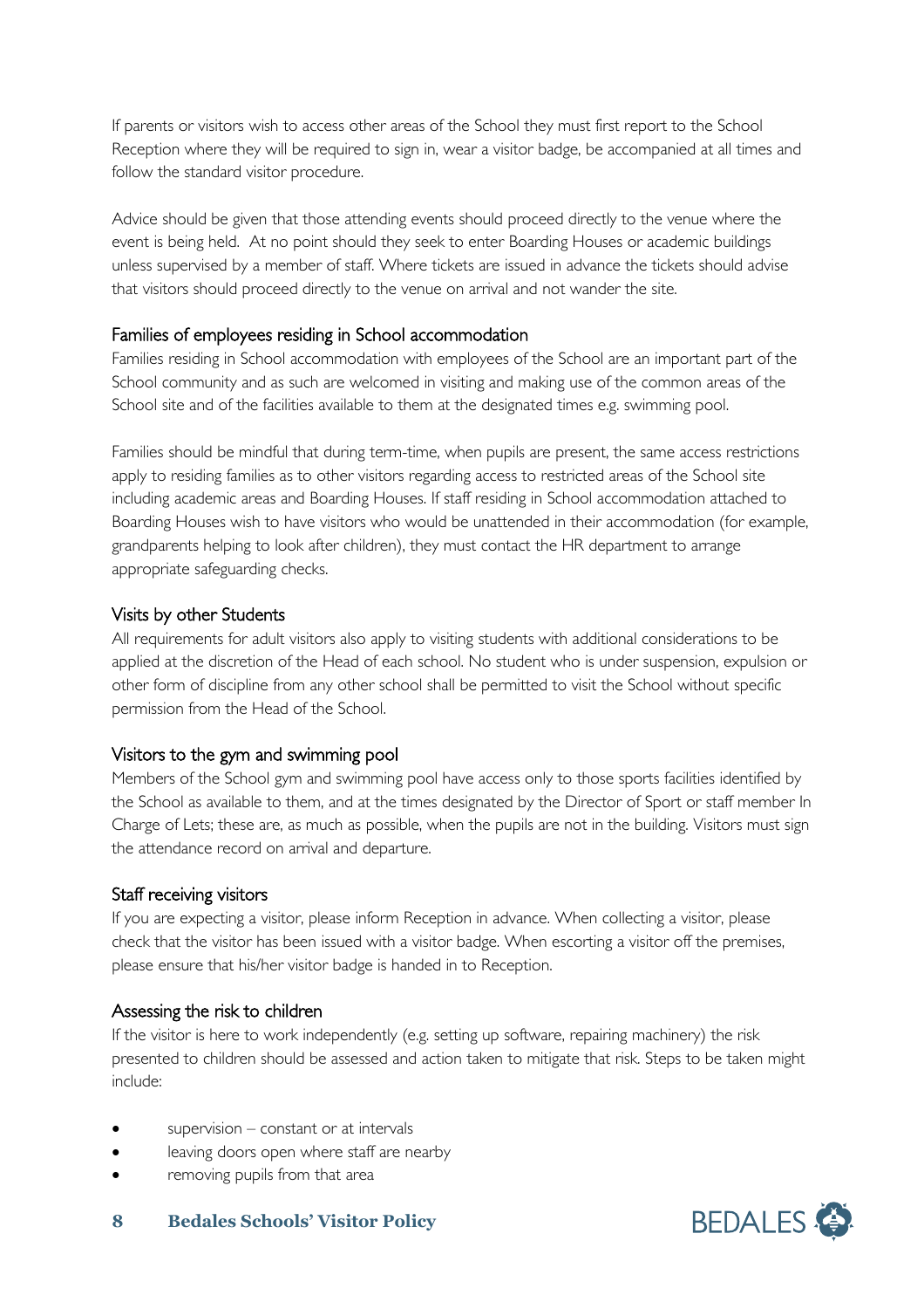If parents or visitors wish to access other areas of the School they must first report to the School Reception where they will be required to sign in, wear a visitor badge, be accompanied at all times and follow the standard visitor procedure.

Advice should be given that those attending events should proceed directly to the venue where the event is being held.  At no point should they seek to enter Boarding Houses or academic buildings unless supervised by a member of staff. Where tickets are issued in advance the tickets should advise that visitors should proceed directly to the venue on arrival and not wander the site.

### Families of employees residing in School accommodation

Families residing in School accommodation with employees of the School are an important part of the School community and as such are welcomed in visiting and making use of the common areas of the School site and of the facilities available to them at the designated times e.g. swimming pool.

Families should be mindful that during term-time, when pupils are present, the same access restrictions apply to residing families as to other visitors regarding access to restricted areas of the School site including academic areas and Boarding Houses. If staff residing in School accommodation attached to Boarding Houses wish to have visitors who would be unattended in their accommodation (for example, grandparents helping to look after children), they must contact the HR department to arrange appropriate safeguarding checks.

### Visits by other Students

All requirements for adult visitors also apply to visiting students with additional considerations to be applied at the discretion of the Head of each school. No student who is under suspension, expulsion or other form of discipline from any other school shall be permitted to visit the School without specific permission from the Head of the School.

### Visitors to the gym and swimming pool

Members of the School gym and swimming pool have access only to those sports facilities identified by the School as available to them, and at the times designated by the Director of Sport or staff member In Charge of Lets; these are, as much as possible, when the pupils are not in the building. Visitors must sign the attendance record on arrival and departure.

### Staff receiving visitors

If you are expecting a visitor, please inform Reception in advance. When collecting a visitor, please check that the visitor has been issued with a visitor badge. When escorting a visitor off the premises, please ensure that his/her visitor badge is handed in to Reception.

### Assessing the risk to children

If the visitor is here to work independently (e.g. setting up software, repairing machinery) the risk presented to children should be assessed and action taken to mitigate that risk. Steps to be taken might include:

- supervision – constant or at intervals
- leaving doors open where staff are nearby
- removing pupils from that area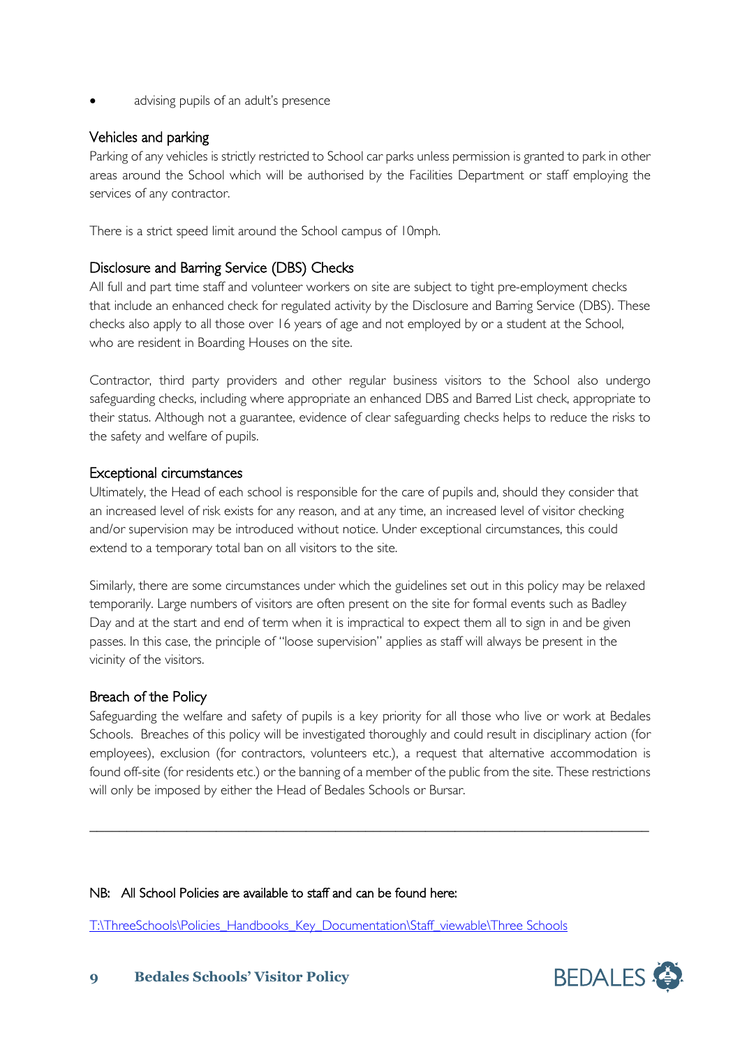- advising pupils of an adult's presence

## Vehicles and parking

Parking of any vehicles is strictly restricted to School car parks unless permission is granted to park in other areas around the School which will be authorised by the Facilities Department or staff employing the services of any contractor.

There is a strict speed limit around the School campus of 10mph.

## Disclosure and Barring Service (DBS) Checks

All full and part time staff and volunteer workers on site are subject to tight pre-employment checks that include an enhanced check for regulated activity by the Disclosure and Barring Service (DBS). These checks also apply to all those over 16 years of age and not employed by or a student at the School, who are resident in Boarding Houses on the site.

Contractor, third party providers and other regular business visitors to the School also undergo safeguarding checks, including where appropriate an enhanced DBS and Barred List check, appropriate to their status. Although not a guarantee, evidence of clear safeguarding checks helps to reduce the risks to the safety and welfare of pupils.

## Exceptional circumstances

Ultimately, the Head of each school is responsible for the care of pupils and, should they consider that an increased level of risk exists for any reason, and at any time, an increased level of visitor checking and/or supervision may be introduced without notice. Under exceptional circumstances, this could extend to a temporary total ban on all visitors to the site.

Similarly, there are some circumstances under which the guidelines set out in this policy may be relaxed temporarily. Large numbers of visitors are often present on the site for formal events such as Badley Day and at the start and end of term when it is impractical to expect them all to sign in and be given passes. In this case, the principle of "loose supervision" applies as staff will always be present in the vicinity of the visitors.

## Breach of the Policy

Safeguarding the welfare and safety of pupils is a key priority for all those who live or work at Bedales Schools. Breaches of this policy will be investigated thoroughly and could result in disciplinary action (for employees), exclusion (for contractors, volunteers etc.), a request that alternative accommodation is found off-site (for residents etc.) or the banning of a member of the public from the site. These restrictions will only be imposed by either the Head of Bedales Schools or Bursar.

---

NB: All School Policies are available to staff and can be found here:

T:\ThreeSchools\Policies_Handbooks_Key_Documentation\Staff_viewable\Three Schools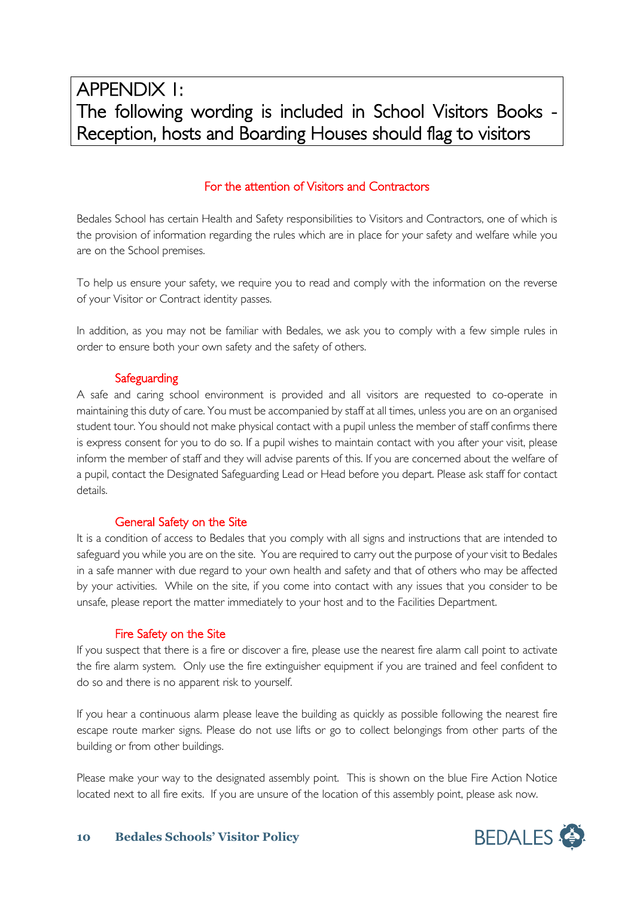# APPENDIX 1:
# The following wording is included in School Visitors Books - Reception, hosts and Boarding Houses should flag to visitors

## For the attention of Visitors and Contractors

Bedales School has certain Health and Safety responsibilities to Visitors and Contractors, one of which is the provision of information regarding the rules which are in place for your safety and welfare while you are on the School premises.

To help us ensure your safety, we require you to read and comply with the information on the reverse of your Visitor or Contract identity passes.

In addition, as you may not be familiar with Bedales, we ask you to comply with a few simple rules in order to ensure both your own safety and the safety of others.

### Safeguarding

A safe and caring school environment is provided and all visitors are requested to co-operate in maintaining this duty of care. You must be accompanied by staff at all times, unless you are on an organised student tour. You should not make physical contact with a pupil unless the member of staff confirms there is express consent for you to do so. If a pupil wishes to maintain contact with you after your visit, please inform the member of staff and they will advise parents of this. If you are concerned about the welfare of a pupil, contact the Designated Safeguarding Lead or Head before you depart. Please ask staff for contact details.

### General Safety on the Site

It is a condition of access to Bedales that you comply with all signs and instructions that are intended to safeguard you while you are on the site. You are required to carry out the purpose of your visit to Bedales in a safe manner with due regard to your own health and safety and that of others who may be affected by your activities. While on the site, if you come into contact with any issues that you consider to be unsafe, please report the matter immediately to your host and to the Facilities Department.

### Fire Safety on the Site

If you suspect that there is a fire or discover a fire, please use the nearest fire alarm call point to activate the fire alarm system. Only use the fire extinguisher equipment if you are trained and feel confident to do so and there is no apparent risk to yourself.

If you hear a continuous alarm please leave the building as quickly as possible following the nearest fire escape route marker signs. Please do not use lifts or go to collect belongings from other parts of the building or from other buildings.

Please make your way to the designated assembly point. This is shown on the blue Fire Action Notice located next to all fire exits. If you are unsure of the location of this assembly point, please ask now.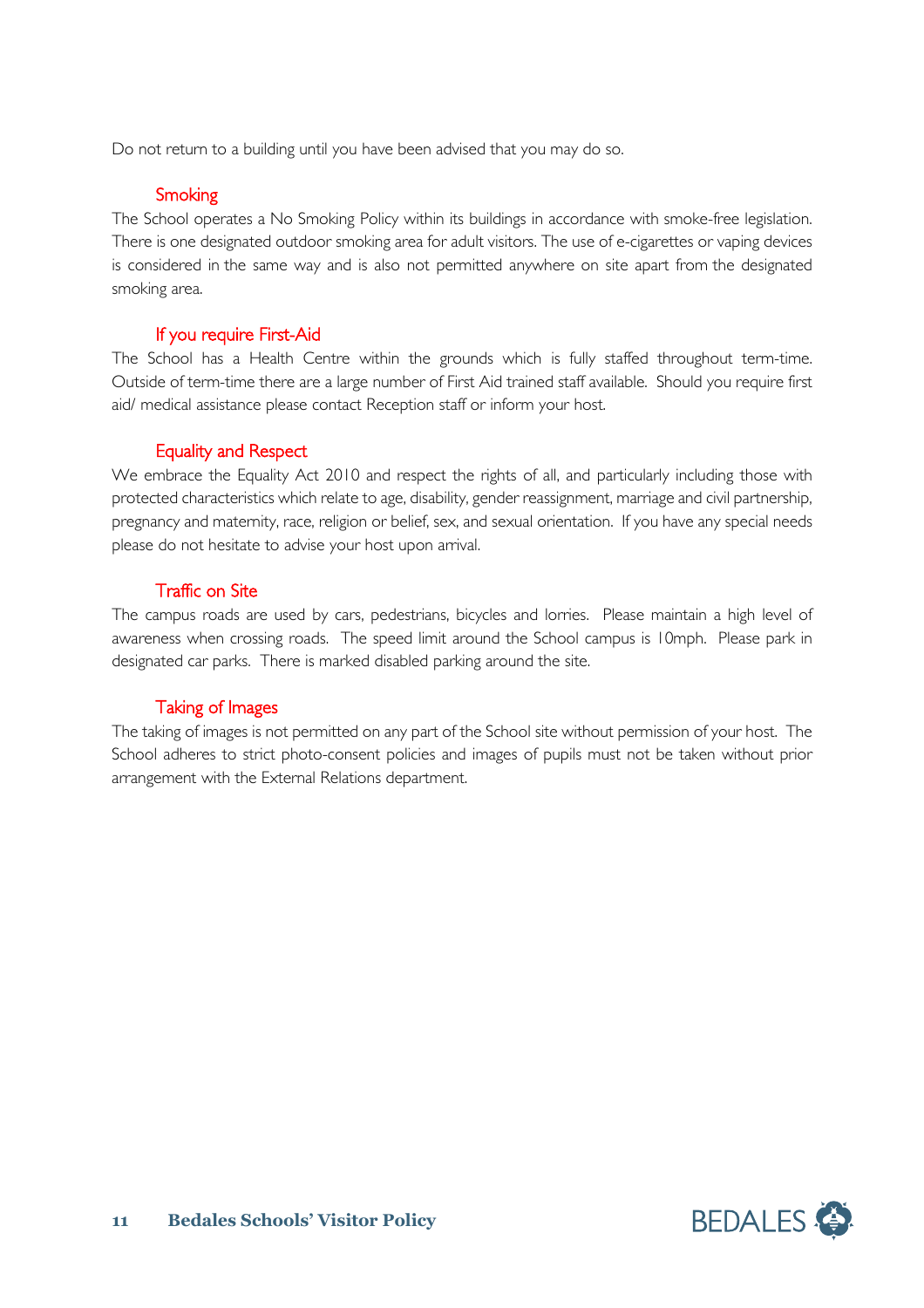Do not return to a building until you have been advised that you may do so.

### Smoking

The School operates a No Smoking Policy within its buildings in accordance with smoke-free legislation. There is one designated outdoor smoking area for adult visitors. The use of e-cigarettes or vaping devices is considered in the same way and is also not permitted anywhere on site apart from the designated smoking area.

### If you require First-Aid

The School has a Health Centre within the grounds which is fully staffed throughout term-time. Outside of term-time there are a large number of First Aid trained staff available. Should you require first aid/ medical assistance please contact Reception staff or inform your host.

### Equality and Respect

We embrace the Equality Act 2010 and respect the rights of all, and particularly including those with protected characteristics which relate to age, disability, gender reassignment, marriage and civil partnership, pregnancy and maternity, race, religion or belief, sex, and sexual orientation. If you have any special needs please do not hesitate to advise your host upon arrival.

### Traffic on Site

The campus roads are used by cars, pedestrians, bicycles and lorries. Please maintain a high level of awareness when crossing roads. The speed limit around the School campus is 10mph. Please park in designated car parks. There is marked disabled parking around the site.

### Taking of Images

The taking of images is not permitted on any part of the School site without permission of your host. The School adheres to strict photo-consent policies and images of pupils must not be taken without prior arrangement with the External Relations department.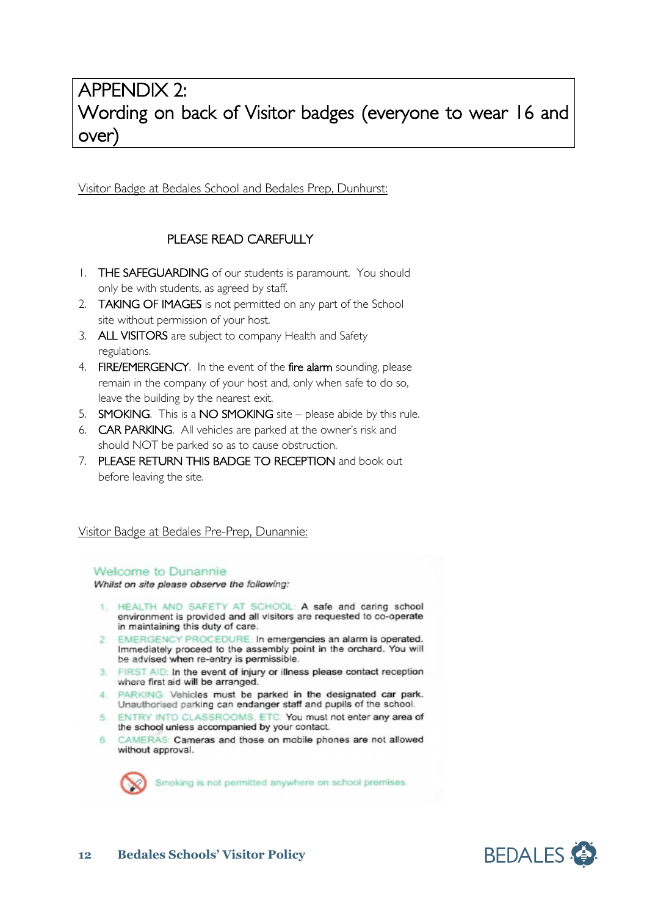# APPENDIX 2:
# Wording on back of Visitor badges (everyone to wear 16 and over)

Visitor Badge at Bedales School and Bedales Prep, Dunhurst:

PLEASE READ CAREFULLY

1. THE SAFEGUARDING of our students is paramount. You should only be with students, as agreed by staff.
2. TAKING OF IMAGES is not permitted on any part of the School site without permission of your host.
3. ALL VISITORS are subject to company Health and Safety regulations.
4. FIRE/EMERGENCY. In the event of the fire alarm sounding, please remain in the company of your host and, only when safe to do so, leave the building by the nearest exit.
5. SMOKING. This is a NO SMOKING site – please abide by this rule.
6. CAR PARKING. All vehicles are parked at the owner's risk and should NOT be parked so as to cause obstruction.
7. PLEASE RETURN THIS BADGE TO RECEPTION and book out before leaving the site.

Visitor Badge at Bedales Pre-Prep, Dunannie:

Welcome to Dunannie

*Whilst on site please observe the following:*

1. HEALTH AND SAFETY AT SCHOOL: A safe and caring school environment is provided and all visitors are requested to co-operate in maintaining this duty of care.
2. EMERGENCY PROCEDURE: In emergencies an alarm is operated. Immediately proceed to the assembly point in the orchard. You will be advised when re-entry is permissible.
3. FIRST AID: In the event of injury or illness please contact reception where first aid will be arranged.
4. PARKING: Vehicles must be parked in the designated car park. Unauthorised parking can endanger staff and pupils of the school.
5. ENTRY INTO CLASSROOMS, ETC: You must not enter any area of the school unless accompanied by your contact.
6. CAMERAS: Cameras and those on mobile phones are not allowed without approval.

Smoking is not permitted anywhere on school premises.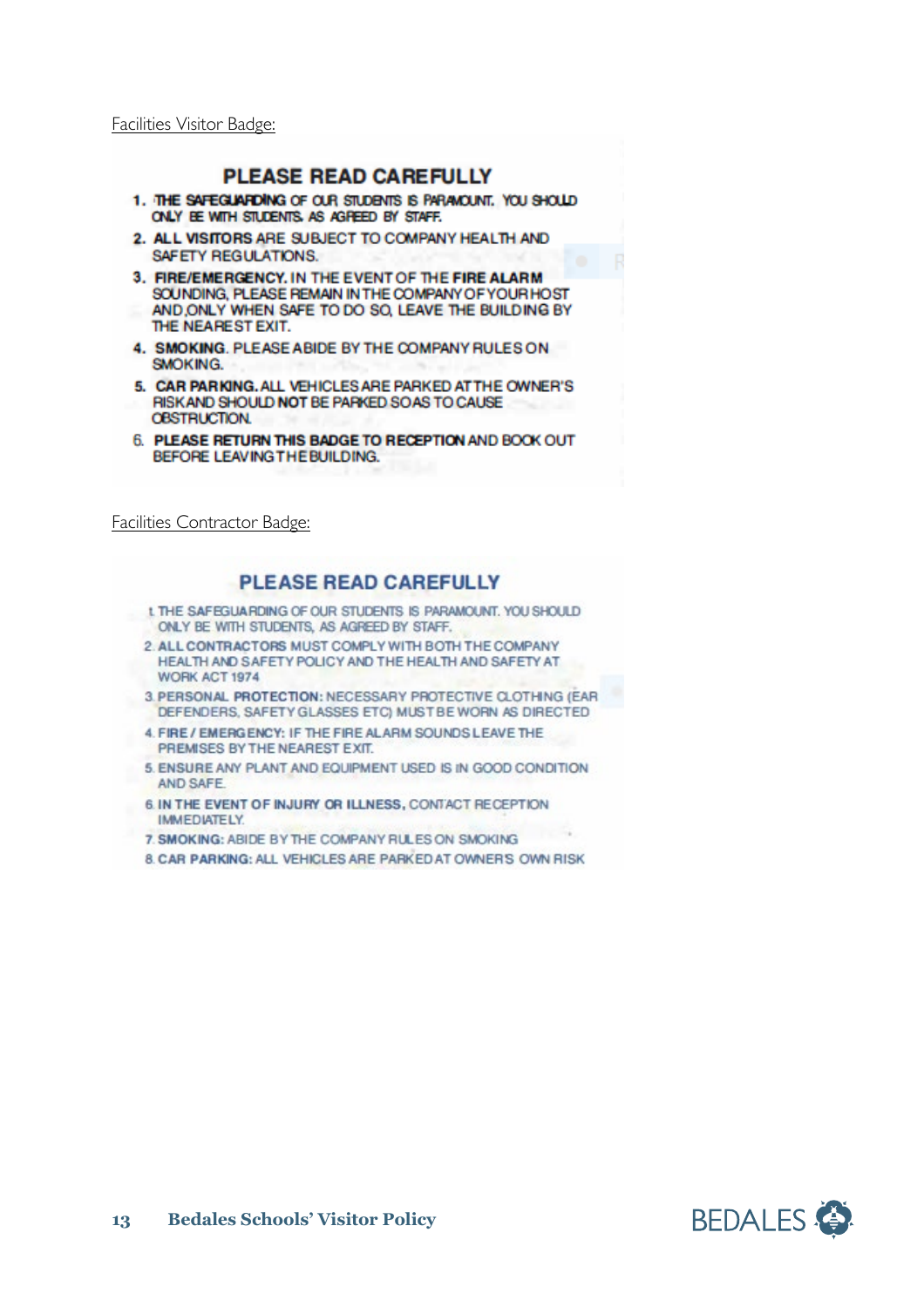Facilities Visitor Badge:

## PLEASE READ CAREFULLY

1. **THE SAFEGUARDING** OF OUR STUDENTS IS PARAMOUNT. YOU SHOULD ONLY BE WITH STUDENTS, AS AGREED BY STAFF.
2. **ALL VISITORS** ARE SUBJECT TO COMPANY HEALTH AND SAFETY REGULATIONS.
3. **FIRE/EMERGENCY.** IN THE EVENT OF THE **FIRE ALARM** SOUNDING, PLEASE REMAIN IN THE COMPANY OF YOUR HOST AND, ONLY WHEN SAFE TO DO SO, LEAVE THE BUILDING BY THE NEAREST EXIT.
4. **SMOKING**. PLEASE ABIDE BY THE COMPANY RULES ON SMOKING.
5. **CAR PARKING.** ALL VEHICLES ARE PARKED AT THE OWNER'S RISK AND SHOULD **NOT** BE PARKED SO AS TO CAUSE OBSTRUCTION.
6. **PLEASE RETURN THIS BADGE TO RECEPTION** AND BOOK OUT BEFORE LEAVING THE BUILDING.

Facilities Contractor Badge:

## PLEASE READ CAREFULLY

1. THE SAFEGUARDING OF OUR STUDENTS IS PARAMOUNT. YOU SHOULD ONLY BE WITH STUDENTS, AS AGREED BY STAFF.
2. **ALL CONTRACTORS** MUST COMPLY WITH BOTH THE COMPANY HEALTH AND SAFETY POLICY AND THE HEALTH AND SAFETY AT WORK ACT 1974
3. **PERSONAL PROTECTION:** NECESSARY PROTECTIVE CLOTHING (EAR DEFENDERS, SAFETY GLASSES ETC) MUST BE WORN AS DIRECTED
4. **FIRE / EMERGENCY:** IF THE FIRE ALARM SOUNDS LEAVE THE PREMISES BY THE NEAREST EXIT.
5. ENSURE ANY PLANT AND EQUIPMENT USED IS IN GOOD CONDITION AND SAFE.
6. **IN THE EVENT OF INJURY OR ILLNESS,** CONTACT RECEPTION IMMEDIATELY.
7. **SMOKING:** ABIDE BY THE COMPANY RULES ON SMOKING
8. **CAR PARKING:** ALL VEHICLES ARE PARKED AT OWNER'S OWN RISK